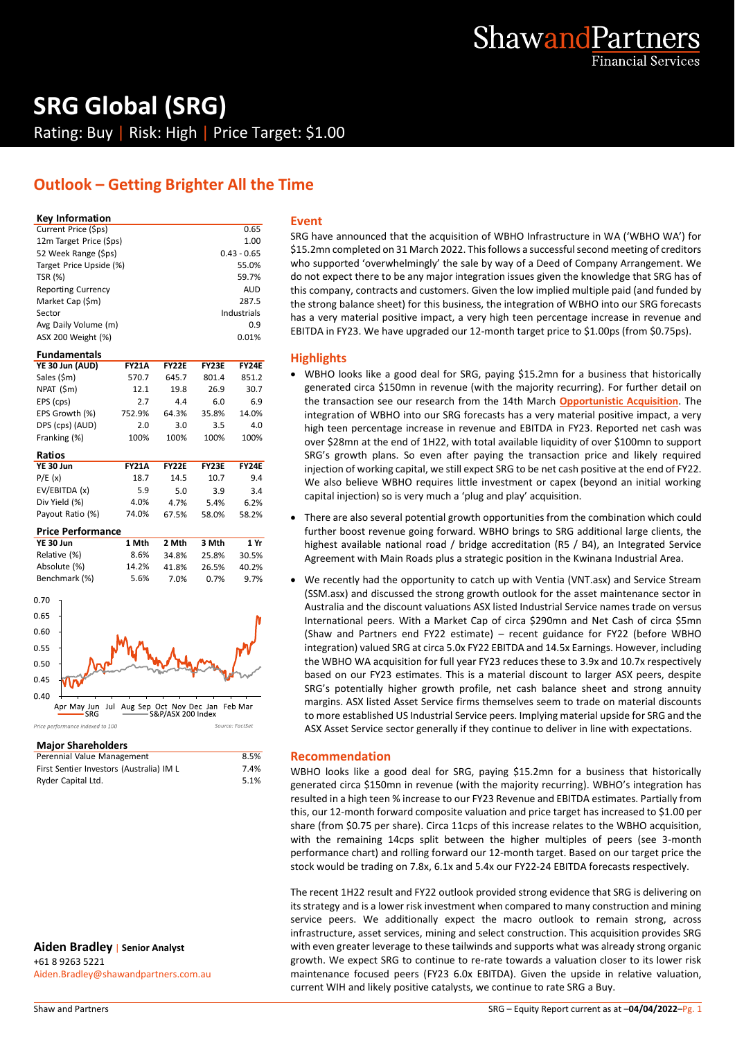ShawandPartners Financial Services

# SRG Global (SRG)

Rating: Buy | Risk: High | Price Target: $1.00

## Outlook – Getting Brighter All the Time

| Key Information | |
|---|---|
| Current Price ($ps) | 0.65 |
| 12m Target Price ($ps) | 1.00 |
| 52 Week Range ($ps) | 0.43 - 0.65 |
| Target Price Upside (%) | 55.0% |
| TSR (%) | 59.7% |
| Reporting Currency | AUD |
| Market Cap ($m) | 287.5 |
| Sector | Industrials |
| Avg Daily Volume (m) | 0.9 |
| ASX 200 Weight (%) | 0.01% |

| Fundamentals | | | | |
|---|---|---|---|---|
| YE 30 Jun (AUD) | FY21A | FY22E | FY23E | FY24E |
| Sales ($m) | 570.7 | 645.7 | 801.4 | 851.2 |
| NPAT ($m) | 12.1 | 19.8 | 26.9 | 30.7 |
| EPS (cps) | 2.7 | 4.4 | 6.0 | 6.9 |
| EPS Growth (%) | 752.9% | 64.3% | 35.8% | 14.0% |
| DPS (cps) (AUD) | 2.0 | 3.0 | 3.5 | 4.0 |
| Franking (%) | 100% | 100% | 100% | 100% |

| Ratios | | | | |
|---|---|---|---|---|
| YE 30 Jun | FY21A | FY22E | FY23E | FY24E |
| P/E (x) | 18.7 | 14.5 | 10.7 | 9.4 |
| EV/EBITDA (x) | 5.9 | 5.0 | 3.9 | 3.4 |
| Div Yield (%) | 4.0% | 4.7% | 5.4% | 6.2% |
| Payout Ratio (%) | 74.0% | 67.5% | 58.0% | 58.2% |

| Price Performance | | | | |
|---|---|---|---|---|
| YE 30 Jun | 1 Mth | 2 Mth | 3 Mth | 1 Yr |
| Relative (%) | 8.6% | 34.8% | 25.8% | 30.5% |
| Absolute (%) | 14.2% | 41.8% | 26.5% | 40.2% |
| Benchmark (%) | 5.6% | 7.0% | 0.7% | 9.7% |

*Price performance indexed to 100* Source: FactSet

| Major Shareholders | |
|---|---|
| Perennial Value Management | 8.5% |
| First Sentier Investors (Australia) IM L | 7.4% |
| Ryder Capital Ltd. | 5.1% |

**Aiden Bradley** | **Senior Analyst**
+61 8 9263 5221
Aiden.Bradley@shawandpartners.com.au

### Event

SRG have announced that the acquisition of WBHO Infrastructure in WA ('WBHO WA') for $15.2mn completed on 31 March 2022. This follows a successful second meeting of creditors who supported 'overwhelmingly' the sale by way of a Deed of Company Arrangement. We do not expect there to be any major integration issues given the knowledge that SRG has of this company, contracts and customers. Given the low implied multiple paid (and funded by the strong balance sheet) for this business, the integration of WBHO into our SRG forecasts has a very material positive impact, a very high teen percentage increase in revenue and EBITDA in FY23. We have upgraded our 12-month target price to $1.00ps (from $0.75ps).

### Highlights

- WBHO looks like a good deal for SRG, paying $15.2mn for a business that historically generated circa $150mn in revenue (with the majority recurring). For further detail on the transaction see our research from the 14th March **Opportunistic Acquisition**. The integration of WBHO into our SRG forecasts has a very material positive impact, a very high teen percentage increase in revenue and EBITDA in FY23. Reported net cash was over $28mn at the end of 1H22, with total available liquidity of over $100mn to support SRG's growth plans. So even after paying the transaction price and likely required injection of working capital, we still expect SRG to be net cash positive at the end of FY22. We also believe WBHO requires little investment or capex (beyond an initial working capital injection) so is very much a 'plug and play' acquisition.
- There are also several potential growth opportunities from the combination which could further boost revenue going forward. WBHO brings to SRG additional large clients, the highest available national road / bridge accreditation (R5 / B4), an Integrated Service Agreement with Main Roads plus a strategic position in the Kwinana Industrial Area.
- We recently had the opportunity to catch up with Ventia (VNT.asx) and Service Stream (SSM.asx) and discussed the strong growth outlook for the asset maintenance sector in Australia and the discount valuations ASX listed Industrial Service names trade on versus International peers. With a Market Cap of circa $290mn and Net Cash of circa $5mn (Shaw and Partners end FY22 estimate) – recent guidance for FY22 (before WBHO integration) valued SRG at circa 5.0x FY22 EBITDA and 14.5x Earnings. However, including the WBHO WA acquisition for full year FY23 reduces these to 3.9x and 10.7x respectively based on our FY23 estimates. This is a material discount to larger ASX peers, despite SRG's potentially higher growth profile, net cash balance sheet and strong annuity margins. ASX listed Asset Service firms themselves seem to trade on material discounts to more established US Industrial Service peers. Implying material upside for SRG and the ASX Asset Service sector generally if they continue to deliver in line with expectations.

### Recommendation

WBHO looks like a good deal for SRG, paying $15.2mn for a business that historically generated circa $150mn in revenue (with the majority recurring). WBHO's integration has resulted in a high teen % increase to our FY23 Revenue and EBITDA estimates. Partially from this, our 12-month forward composite valuation and price target has increased to $1.00 per share (from $0.75 per share). Circa 11cps of this increase relates to the WBHO acquisition, with the remaining 14cps split between the higher multiples of peers (see 3-month performance chart) and rolling forward our 12-month target. Based on our target price the stock would be trading on 7.8x, 6.1x and 5.4x our FY22-24 EBITDA forecasts respectively.

The recent 1H22 result and FY22 outlook provided strong evidence that SRG is delivering on its strategy and is a lower risk investment when compared to many construction and mining service peers. We additionally expect the macro outlook to remain strong, across infrastructure, asset services, mining and select construction. This acquisition provides SRG with even greater leverage to these tailwinds and supports what was already strong organic growth. We expect SRG to continue to re-rate towards a valuation closer to its lower risk maintenance focused peers (FY23 6.0x EBITDA). Given the upside in relative valuation, current WIH and likely positive catalysts, we continue to rate SRG a Buy.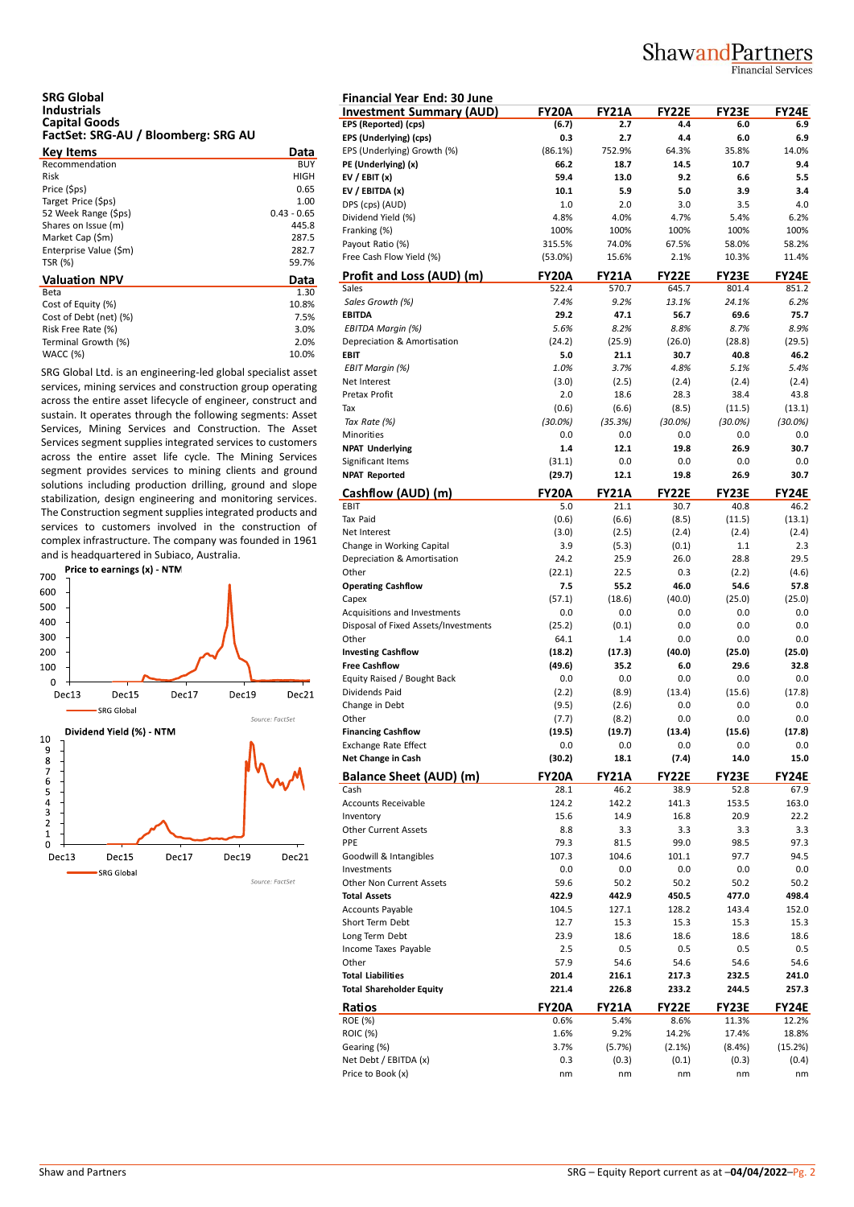## SRG Global
**Industrials**
**Capital Goods**
**FactSet: SRG-AU / Bloomberg: SRG AU**

| Key Items | Data |
|---|---|
| Recommendation | BUY |
| Risk | HIGH |
| Price ($ps) | 0.65 |
| Target Price ($ps) | 1.00 |
| 52 Week Range ($ps) | 0.43 - 0.65 |
| Shares on Issue (m) | 445.8 |
| Market Cap ($m) | 287.5 |
| Enterprise Value ($m) | 282.7 |
| TSR (%) | 59.7% |

| Valuation NPV | Data |
|---|---|
| Beta | 1.30 |
| Cost of Equity (%) | 10.8% |
| Cost of Debt (net) (%) | 7.5% |
| Risk Free Rate (%) | 3.0% |
| Terminal Growth (%) | 2.0% |
| WACC (%) | 10.0% |

SRG Global Ltd. is an engineering-led global specialist asset services, mining services and construction group operating across the entire asset lifecycle of engineer, construct and sustain. It operates through the following segments: Asset Services, Mining Services and Construction. The Asset Services segment supplies integrated services to customers across the entire asset life cycle. The Mining Services segment provides services to mining clients and ground solutions including production drilling, ground and slope stabilization, design engineering and monitoring services. The Construction segment supplies integrated products and services to customers involved in the construction of complex infrastructure. The company was founded in 1961 and is headquartered in Subiaco, Australia.

**Price to earnings (x) - NTM**

Source: FactSet

**Dividend Yield (%) - NTM**

Source: FactSet

**Financial Year End: 30 June**

| Investment Summary (AUD) | FY20A | FY21A | FY22E | FY23E | FY24E |
|---|---|---|---|---|---|
| **EPS (Reported) (cps)** | **(6.7)** | **2.7** | **4.4** | **6.0** | **6.9** |
| **EPS (Underlying) (cps)** | **0.3** | **2.7** | **4.4** | **6.0** | **6.9** |
| EPS (Underlying) Growth (%) | (86.1%) | 752.9% | 64.3% | 35.8% | 14.0% |
| **PE (Underlying) (x)** | **66.2** | **18.7** | **14.5** | **10.7** | **9.4** |
| **EV / EBIT (x)** | **59.4** | **13.0** | **9.2** | **6.6** | **5.5** |
| **EV / EBITDA (x)** | **10.1** | **5.9** | **5.0** | **3.9** | **3.4** |
| DPS (cps) (AUD) | 1.0 | 2.0 | 3.0 | 3.5 | 4.0 |
| Dividend Yield (%) | 4.8% | 4.0% | 4.7% | 5.4% | 6.2% |
| Franking (%) | 100% | 100% | 100% | 100% | 100% |
| Payout Ratio (%) | 315.5% | 74.0% | 67.5% | 58.0% | 58.2% |
| Free Cash Flow Yield (%) | (53.0%) | 15.6% | 2.1% | 10.3% | 11.4% |

| Profit and Loss (AUD) (m) | FY20A | FY21A | FY22E | FY23E | FY24E |
|---|---|---|---|---|---|
| Sales | 522.4 | 570.7 | 645.7 | 801.4 | 851.2 |
| *Sales Growth (%)* | *7.4%* | *9.2%* | *13.1%* | *24.1%* | *6.2%* |
| **EBITDA** | **29.2** | **47.1** | **56.7** | **69.6** | **75.7** |
| *EBITDA Margin (%)* | *5.6%* | *8.2%* | *8.8%* | *8.7%* | *8.9%* |
| Depreciation & Amortisation | (24.2) | (25.9) | (26.0) | (28.8) | (29.5) |
| **EBIT** | **5.0** | **21.1** | **30.7** | **40.8** | **46.2** |
| *EBIT Margin (%)* | *1.0%* | *3.7%* | *4.8%* | *5.1%* | *5.4%* |
| Net Interest | (3.0) | (2.5) | (2.4) | (2.4) | (2.4) |
| Pretax Profit | 2.0 | 18.6 | 28.3 | 38.4 | 43.8 |
| Tax | (0.6) | (6.6) | (8.5) | (11.5) | (13.1) |
| *Tax Rate (%)* | *(30.0%)* | *(35.3%)* | *(30.0%)* | *(30.0%)* | *(30.0%)* |
| Minorities | 0.0 | 0.0 | 0.0 | 0.0 | 0.0 |
| **NPAT Underlying** | **1.4** | **12.1** | **19.8** | **26.9** | **30.7** |
| Significant Items | (31.1) | 0.0 | 0.0 | 0.0 | 0.0 |
| **NPAT Reported** | **(29.7)** | **12.1** | **19.8** | **26.9** | **30.7** |

| Cashflow (AUD) (m) | FY20A | FY21A | FY22E | FY23E | FY24E |
|---|---|---|---|---|---|
| EBIT | 5.0 | 21.1 | 30.7 | 40.8 | 46.2 |
| Tax Paid | (0.6) | (6.6) | (8.5) | (11.5) | (13.1) |
| Net Interest | (3.0) | (2.5) | (2.4) | (2.4) | (2.4) |
| Change in Working Capital | 3.9 | (5.3) | (0.1) | 1.1 | 2.3 |
| Depreciation & Amortisation | 24.2 | 25.9 | 26.0 | 28.8 | 29.5 |
| Other | (22.1) | 22.5 | 0.3 | (2.2) | (4.6) |
| **Operating Cashflow** | **7.5** | **55.2** | **46.0** | **54.6** | **57.8** |
| Capex | (57.1) | (18.6) | (40.0) | (25.0) | (25.0) |
| Acquisitions and Investments | 0.0 | 0.0 | 0.0 | 0.0 | 0.0 |
| Disposal of Fixed Assets/Investments | (25.2) | (0.1) | 0.0 | 0.0 | 0.0 |
| Other | 64.1 | 1.4 | 0.0 | 0.0 | 0.0 |
| **Investing Cashflow** | **(18.2)** | **(17.3)** | **(40.0)** | **(25.0)** | **(25.0)** |
| **Free Cashflow** | **(49.6)** | **35.2** | **6.0** | **29.6** | **32.8** |
| Equity Raised / Bought Back | 0.0 | 0.0 | 0.0 | 0.0 | 0.0 |
| Dividends Paid | (2.2) | (8.9) | (13.4) | (15.6) | (17.8) |
| Change in Debt | (9.5) | (2.6) | 0.0 | 0.0 | 0.0 |
| Other | (7.7) | (8.2) | 0.0 | 0.0 | 0.0 |
| **Financing Cashflow** | **(19.5)** | **(19.7)** | **(13.4)** | **(15.6)** | **(17.8)** |
| Exchange Rate Effect | 0.0 | 0.0 | 0.0 | 0.0 | 0.0 |
| **Net Change in Cash** | **(30.2)** | **18.1** | **(7.4)** | **14.0** | **15.0** |

| Balance Sheet (AUD) (m) | FY20A | FY21A | FY22E | FY23E | FY24E |
|---|---|---|---|---|---|
| Cash | 28.1 | 46.2 | 38.9 | 52.8 | 67.9 |
| Accounts Receivable | 124.2 | 142.2 | 141.3 | 153.5 | 163.0 |
| Inventory | 15.6 | 14.9 | 16.8 | 20.9 | 22.2 |
| Other Current Assets | 8.8 | 3.3 | 3.3 | 3.3 | 3.3 |
| PPE | 79.3 | 81.5 | 99.0 | 98.5 | 97.3 |
| Goodwill & Intangibles | 107.3 | 104.6 | 101.1 | 97.7 | 94.5 |
| Investments | 0.0 | 0.0 | 0.0 | 0.0 | 0.0 |
| Other Non Current Assets | 59.6 | 50.2 | 50.2 | 50.2 | 50.2 |
| **Total Assets** | **422.9** | **442.9** | **450.5** | **477.0** | **498.4** |
| Accounts Payable | 104.5 | 127.1 | 128.2 | 143.4 | 152.0 |
| Short Term Debt | 12.7 | 15.3 | 15.3 | 15.3 | 15.3 |
| Long Term Debt | 23.9 | 18.6 | 18.6 | 18.6 | 18.6 |
| Income Taxes Payable | 2.5 | 0.5 | 0.5 | 0.5 | 0.5 |
| Other | 57.9 | 54.6 | 54.6 | 54.6 | 54.6 |
| **Total Liabilities** | **201.4** | **216.1** | **217.3** | **232.5** | **241.0** |
| **Total Shareholder Equity** | **221.4** | **226.8** | **233.2** | **244.5** | **257.3** |

| Ratios | FY20A | FY21A | FY22E | FY23E | FY24E |
|---|---|---|---|---|---|
| ROE (%) | 0.6% | 5.4% | 8.6% | 11.3% | 12.2% |
| ROIC (%) | 1.6% | 9.2% | 14.2% | 17.4% | 18.8% |
| Gearing (%) | 3.7% | (5.7%) | (2.1%) | (8.4%) | (15.2%) |
| Net Debt / EBITDA (x) | 0.3 | (0.3) | (0.1) | (0.3) | (0.4) |
| Price to Book (x) | nm | nm | nm | nm | nm |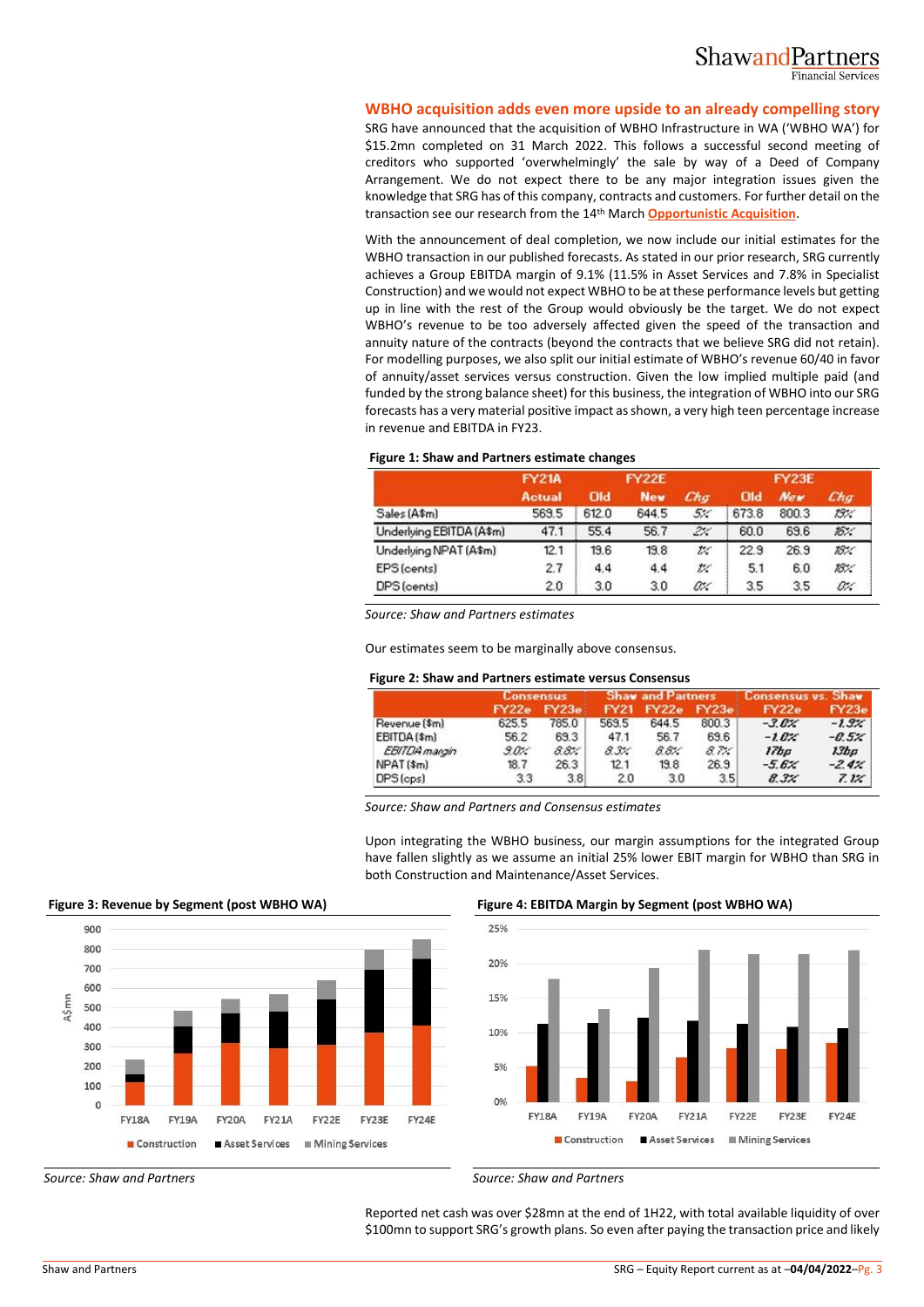## WBHO acquisition adds even more upside to an already compelling story

SRG have announced that the acquisition of WBHO Infrastructure in WA ('WBHO WA') for \$15.2mn completed on 31 March 2022. This follows a successful second meeting of creditors who supported 'overwhelmingly' the sale by way of a Deed of Company Arrangement. We do not expect there to be any major integration issues given the knowledge that SRG has of this company, contracts and customers. For further detail on the transaction see our research from the 14th March **Opportunistic Acquisition**.

With the announcement of deal completion, we now include our initial estimates for the WBHO transaction in our published forecasts. As stated in our prior research, SRG currently achieves a Group EBITDA margin of 9.1% (11.5% in Asset Services and 7.8% in Specialist Construction) and we would not expect WBHO to be at these performance levels but getting up in line with the rest of the Group would obviously be the target. We do not expect WBHO's revenue to be too adversely affected given the speed of the transaction and annuity nature of the contracts (beyond the contracts that we believe SRG did not retain). For modelling purposes, we also split our initial estimate of WBHO's revenue 60/40 in favor of annuity/asset services versus construction. Given the low implied multiple paid (and funded by the strong balance sheet) for this business, the integration of WBHO into our SRG forecasts has a very material positive impact as shown, a very high teen percentage increase in revenue and EBITDA in FY23.

**Figure 1: Shaw and Partners estimate changes**

| | FY21A | FY22E | | | FY23E | | |
|---|---|---|---|---|---|---|---|
| | Actual | Old | New | Chg | Old | New | Chg |
| Sales (A\$m) | 569.5 | 612.0 | 644.5 | 5% | 673.8 | 800.3 | 19% |
| Underlying EBITDA (A\$m) | 47.1 | 55.4 | 56.7 | 2% | 60.0 | 69.6 | 16% |
| Underlying NPAT (A\$m) | 12.1 | 19.6 | 19.8 | 1% | 22.9 | 26.9 | 18% |
| EPS (cents) | 2.7 | 4.4 | 4.4 | 1% | 5.1 | 6.0 | 18% |
| DPS (cents) | 2.0 | 3.0 | 3.0 | 0% | 3.5 | 3.5 | 0% |

*Source: Shaw and Partners estimates*

Our estimates seem to be marginally above consensus.

**Figure 2: Shaw and Partners estimate versus Consensus**

| | Consensus | | Shaw and Partners | | | Consensus vs. Shaw | |
|---|---|---|---|---|---|---|---|
| | FY22e | FY23e | FY21 | FY22e | FY23e | FY22e | FY23e |
| Revenue (\$m) | 625.5 | 785.0 | 569.5 | 644.5 | 800.3 | -3.0% | -1.9% |
| EBITDA (\$m) | 56.2 | 69.3 | 47.1 | 56.7 | 69.6 | -1.0% | -0.5% |
| *EBITDA margin* | *9.0%* | *8.8%* | *8.3%* | *8.8%* | *8.7%* | *17bp* | *13bp* |
| NPAT (\$m) | 18.7 | 26.3 | 12.1 | 19.8 | 26.9 | -5.6% | -2.4% |
| DPS (cps) | 3.3 | 3.8 | 2.0 | 3.0 | 3.5 | 8.3% | 7.1% |

*Source: Shaw and Partners and Consensus estimates*

Upon integrating the WBHO business, our margin assumptions for the integrated Group have fallen slightly as we assume an initial 25% lower EBIT margin for WBHO than SRG in both Construction and Maintenance/Asset Services.

**Figure 3: Revenue by Segment (post WBHO WA)**

*Source: Shaw and Partners*

**Figure 4: EBITDA Margin by Segment (post WBHO WA)**

*Source: Shaw and Partners*

Reported net cash was over \$28mn at the end of 1H22, with total available liquidity of over \$100mn to support SRG's growth plans. So even after paying the transaction price and likely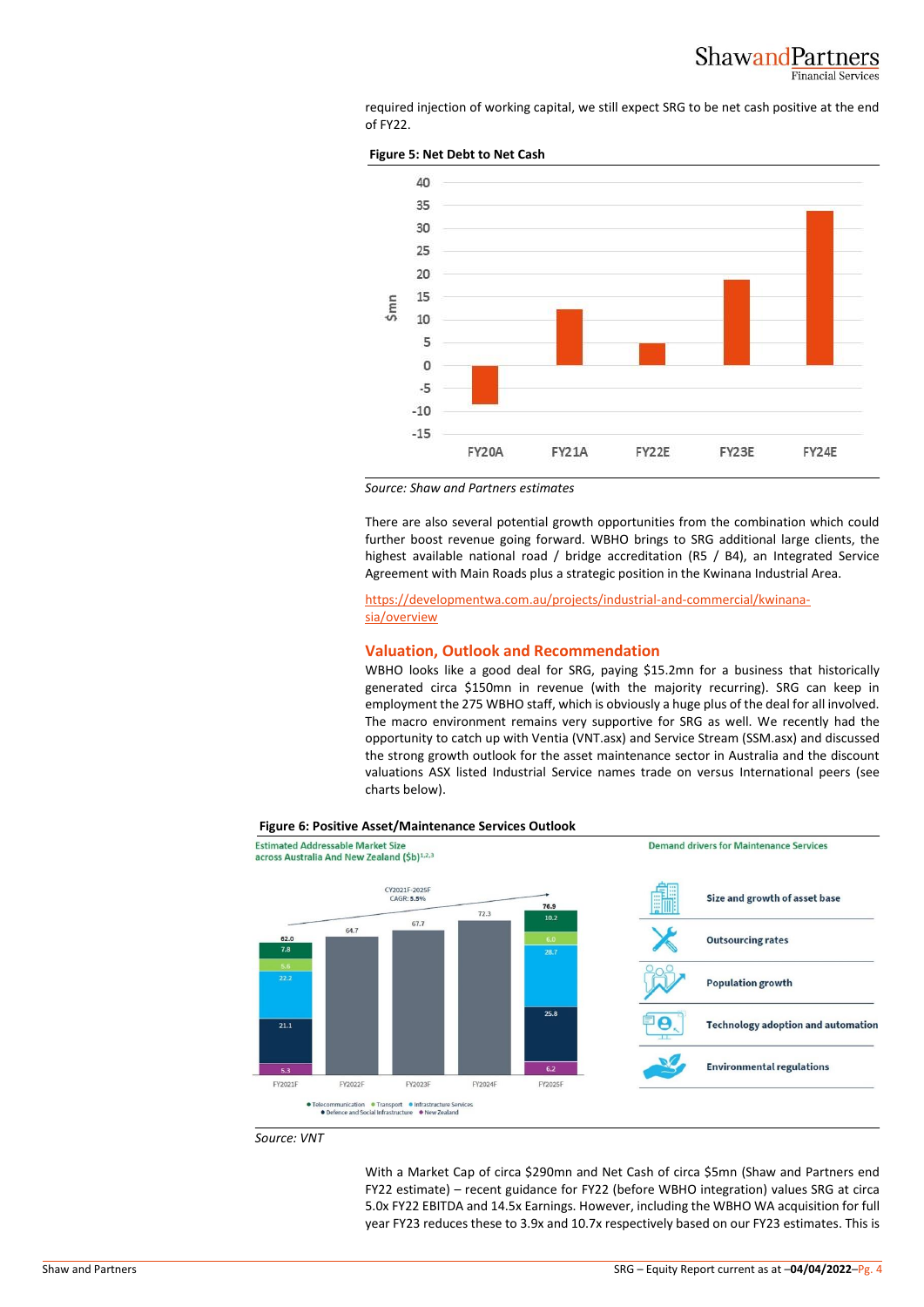required injection of working capital, we still expect SRG to be net cash positive at the end of FY22.

**Figure 5: Net Debt to Net Cash**

Source: Shaw and Partners estimates

There are also several potential growth opportunities from the combination which could further boost revenue going forward. WBHO brings to SRG additional large clients, the highest available national road / bridge accreditation (R5 / B4), an Integrated Service Agreement with Main Roads plus a strategic position in the Kwinana Industrial Area.

https://developmentwa.com.au/projects/industrial-and-commercial/kwinana-sia/overview

## Valuation, Outlook and Recommendation

WBHO looks like a good deal for SRG, paying $15.2mn for a business that historically generated circa $150mn in revenue (with the majority recurring). SRG can keep in employment the 275 WBHO staff, which is obviously a huge plus of the deal for all involved. The macro environment remains very supportive for SRG as well. We recently had the opportunity to catch up with Ventia (VNT.asx) and Service Stream (SSM.asx) and discussed the strong growth outlook for the asset maintenance sector in Australia and the discount valuations ASX listed Industrial Service names trade on versus International peers (see charts below).

**Figure 6: Positive Asset/Maintenance Services Outlook**

Source: VNT

With a Market Cap of circa $290mn and Net Cash of circa $5mn (Shaw and Partners end FY22 estimate) – recent guidance for FY22 (before WBHO integration) values SRG at circa 5.0x FY22 EBITDA and 14.5x Earnings. However, including the WBHO WA acquisition for full year FY23 reduces these to 3.9x and 10.7x respectively based on our FY23 estimates. This is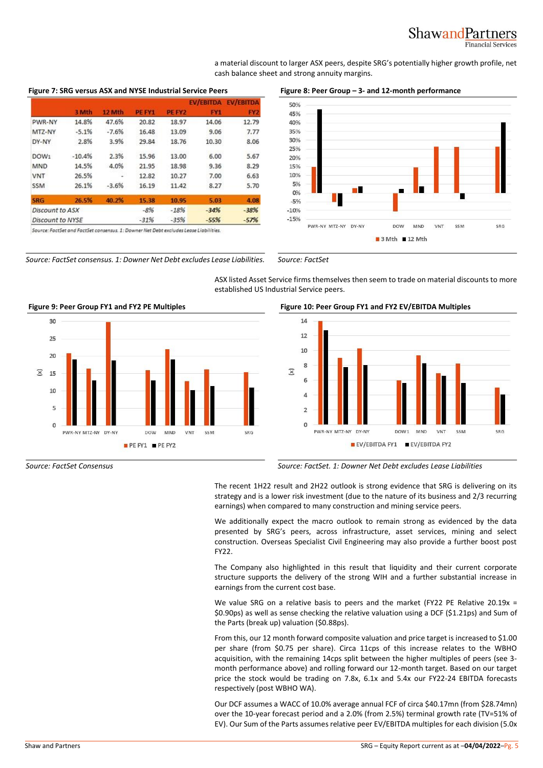a material discount to larger ASX peers, despite SRG's potentially higher growth profile, net cash balance sheet and strong annuity margins.

**Figure 7: SRG versus ASX and NYSE Industrial Service Peers**

| | 3 Mth | 12 Mth | PE FY1 | PE FY2 | EV/EBITDA FY1 | EV/EBITDA FY2 |
|---|---|---|---|---|---|---|
| PWR-NY | 14.8% | 47.6% | 20.82 | 18.97 | 14.06 | 12.79 |
| MTZ-NY | -5.1% | -7.6% | 16.48 | 13.09 | 9.06 | 7.77 |
| DY-NY | 2.8% | 3.9% | 29.84 | 18.76 | 10.30 | 8.06 |
| DOW1 | -10.4% | 2.3% | 15.96 | 13.00 | 6.00 | 5.67 |
| MND | 14.5% | 4.0% | 21.95 | 18.98 | 9.36 | 8.29 |
| VNT | 26.5% | - | 12.82 | 10.27 | 7.00 | 6.63 |
| SSM | 26.1% | -3.6% | 16.19 | 11.42 | 8.27 | 5.70 |
| SRG | 26.5% | 40.2% | 15.38 | 10.95 | 5.03 | 4.08 |
| Discount to ASX | | | -8% | -18% | -34% | -38% |
| Discount to NYSE | | | -31% | -35% | -55% | -57% |

Source: FactSet and FactSet consensus. 1: Downer Net Debt excludes Lease Liabilities.

*Source: FactSet consensus. 1: Downer Net Debt excludes Lease Liabilities.*

**Figure 8: Peer Group – 3- and 12-month performance**

*Source: FactSet*

ASX listed Asset Service firms themselves then seem to trade on material discounts to more established US Industrial Service peers.

**Figure 9: Peer Group FY1 and FY2 PE Multiples**

*Source: FactSet Consensus*

**Figure 10: Peer Group FY1 and FY2 EV/EBITDA Multiples**

*Source: FactSet. 1: Downer Net Debt excludes Lease Liabilities*

The recent 1H22 result and 2H22 outlook is strong evidence that SRG is delivering on its strategy and is a lower risk investment (due to the nature of its business and 2/3 recurring earnings) when compared to many construction and mining service peers.

We additionally expect the macro outlook to remain strong as evidenced by the data presented by SRG's peers, across infrastructure, asset services, mining and select construction. Overseas Specialist Civil Engineering may also provide a further boost post FY22.

The Company also highlighted in this result that liquidity and their current corporate structure supports the delivery of the strong WIH and a further substantial increase in earnings from the current cost base.

We value SRG on a relative basis to peers and the market (FY22 PE Relative 20.19x = $0.90ps) as well as sense checking the relative valuation using a DCF ($1.21ps) and Sum of the Parts (break up) valuation ($0.88ps).

From this, our 12 month forward composite valuation and price target is increased to $1.00 per share (from $0.75 per share). Circa 11cps of this increase relates to the WBHO acquisition, with the remaining 14cps split between the higher multiples of peers (see 3-month performance above) and rolling forward our 12-month target. Based on our target price the stock would be trading on 7.8x, 6.1x and 5.4x our FY22-24 EBITDA forecasts respectively (post WBHO WA).

Our DCF assumes a WACC of 10.0% average annual FCF of circa $40.17mn (from $28.74mn) over the 10-year forecast period and a 2.0% (from 2.5%) terminal growth rate (TV=51% of EV). Our Sum of the Parts assumes relative peer EV/EBITDA multiples for each division (5.0x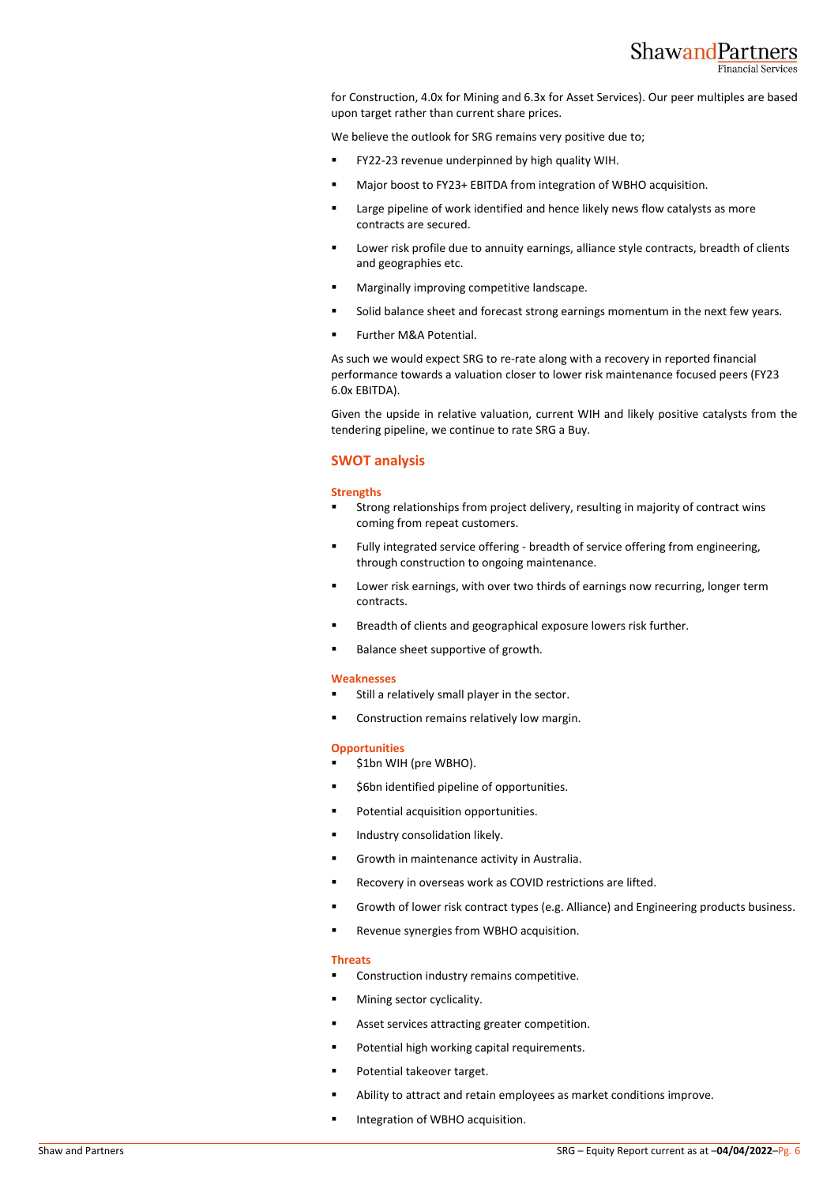for Construction, 4.0x for Mining and 6.3x for Asset Services). Our peer multiples are based upon target rather than current share prices.

We believe the outlook for SRG remains very positive due to;

- FY22-23 revenue underpinned by high quality WIH.
- Major boost to FY23+ EBITDA from integration of WBHO acquisition.
- Large pipeline of work identified and hence likely news flow catalysts as more contracts are secured.
- Lower risk profile due to annuity earnings, alliance style contracts, breadth of clients and geographies etc.
- Marginally improving competitive landscape.
- Solid balance sheet and forecast strong earnings momentum in the next few years.
- Further M&A Potential.

As such we would expect SRG to re-rate along with a recovery in reported financial performance towards a valuation closer to lower risk maintenance focused peers (FY23 6.0x EBITDA).

Given the upside in relative valuation, current WIH and likely positive catalysts from the tendering pipeline, we continue to rate SRG a Buy.

## SWOT analysis

### Strengths

- Strong relationships from project delivery, resulting in majority of contract wins coming from repeat customers.
- Fully integrated service offering - breadth of service offering from engineering, through construction to ongoing maintenance.
- Lower risk earnings, with over two thirds of earnings now recurring, longer term contracts.
- Breadth of clients and geographical exposure lowers risk further.
- Balance sheet supportive of growth.

### Weaknesses

- Still a relatively small player in the sector.
- Construction remains relatively low margin.

### Opportunities

- $1bn WIH (pre WBHO).
- $6bn identified pipeline of opportunities.
- Potential acquisition opportunities.
- Industry consolidation likely.
- Growth in maintenance activity in Australia.
- Recovery in overseas work as COVID restrictions are lifted.
- Growth of lower risk contract types (e.g. Alliance) and Engineering products business.
- Revenue synergies from WBHO acquisition.

### Threats

- Construction industry remains competitive.
- Mining sector cyclicality.
- Asset services attracting greater competition.
- Potential high working capital requirements.
- Potential takeover target.
- Ability to attract and retain employees as market conditions improve.
- Integration of WBHO acquisition.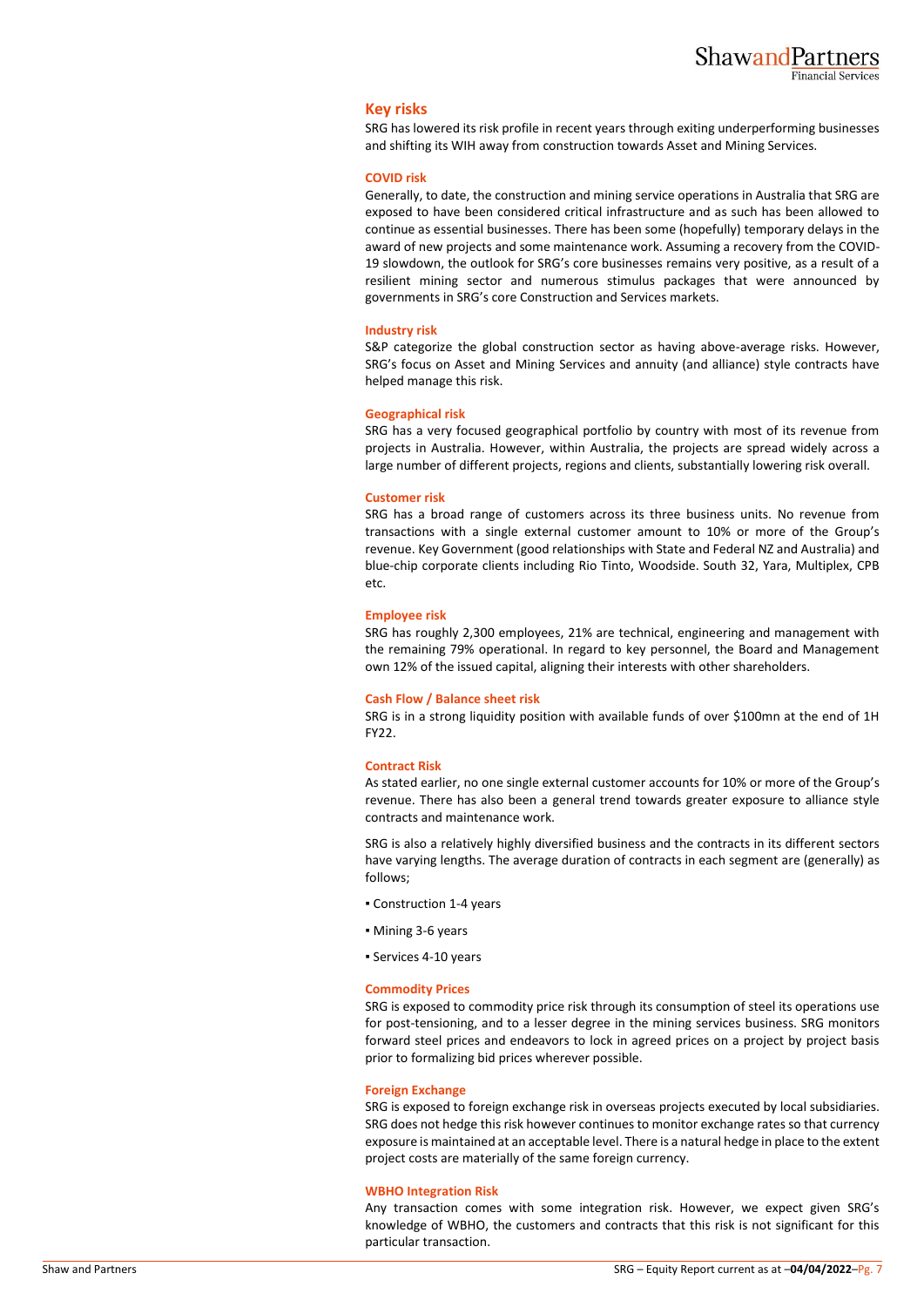## Key risks

SRG has lowered its risk profile in recent years through exiting underperforming businesses and shifting its WIH away from construction towards Asset and Mining Services.

### COVID risk

Generally, to date, the construction and mining service operations in Australia that SRG are exposed to have been considered critical infrastructure and as such has been allowed to continue as essential businesses. There has been some (hopefully) temporary delays in the award of new projects and some maintenance work. Assuming a recovery from the COVID-19 slowdown, the outlook for SRG's core businesses remains very positive, as a result of a resilient mining sector and numerous stimulus packages that were announced by governments in SRG's core Construction and Services markets.

### Industry risk

S&P categorize the global construction sector as having above-average risks. However, SRG's focus on Asset and Mining Services and annuity (and alliance) style contracts have helped manage this risk.

### Geographical risk

SRG has a very focused geographical portfolio by country with most of its revenue from projects in Australia. However, within Australia, the projects are spread widely across a large number of different projects, regions and clients, substantially lowering risk overall.

### Customer risk

SRG has a broad range of customers across its three business units. No revenue from transactions with a single external customer amount to 10% or more of the Group's revenue. Key Government (good relationships with State and Federal NZ and Australia) and blue-chip corporate clients including Rio Tinto, Woodside. South 32, Yara, Multiplex, CPB etc.

### Employee risk

SRG has roughly 2,300 employees, 21% are technical, engineering and management with the remaining 79% operational. In regard to key personnel, the Board and Management own 12% of the issued capital, aligning their interests with other shareholders.

### Cash Flow / Balance sheet risk

SRG is in a strong liquidity position with available funds of over $100mn at the end of 1H FY22.

### Contract Risk

As stated earlier, no one single external customer accounts for 10% or more of the Group's revenue. There has also been a general trend towards greater exposure to alliance style contracts and maintenance work.

SRG is also a relatively highly diversified business and the contracts in its different sectors have varying lengths. The average duration of contracts in each segment are (generally) as follows;

- Construction 1-4 years
- Mining 3-6 years
- Services 4-10 years

### Commodity Prices

SRG is exposed to commodity price risk through its consumption of steel its operations use for post-tensioning, and to a lesser degree in the mining services business. SRG monitors forward steel prices and endeavors to lock in agreed prices on a project by project basis prior to formalizing bid prices wherever possible.

### Foreign Exchange

SRG is exposed to foreign exchange risk in overseas projects executed by local subsidiaries. SRG does not hedge this risk however continues to monitor exchange rates so that currency exposure is maintained at an acceptable level. There is a natural hedge in place to the extent project costs are materially of the same foreign currency.

### WBHO Integration Risk

Any transaction comes with some integration risk. However, we expect given SRG's knowledge of WBHO, the customers and contracts that this risk is not significant for this particular transaction.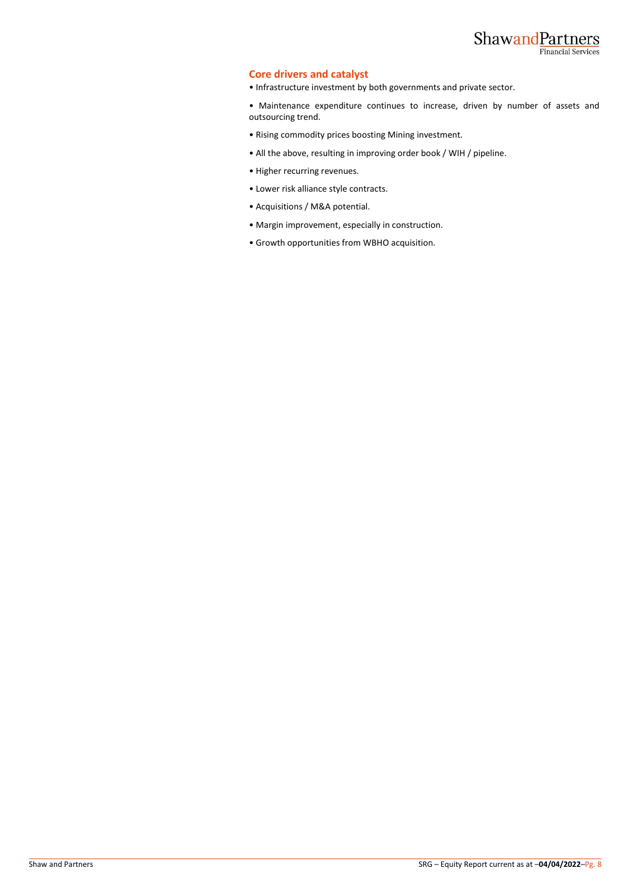## Core drivers and catalyst

- Infrastructure investment by both governments and private sector.
- Maintenance expenditure continues to increase, driven by number of assets and outsourcing trend.
- Rising commodity prices boosting Mining investment.
- All the above, resulting in improving order book / WIH / pipeline.
- Higher recurring revenues.
- Lower risk alliance style contracts.
- Acquisitions / M&A potential.
- Margin improvement, especially in construction.
- Growth opportunities from WBHO acquisition.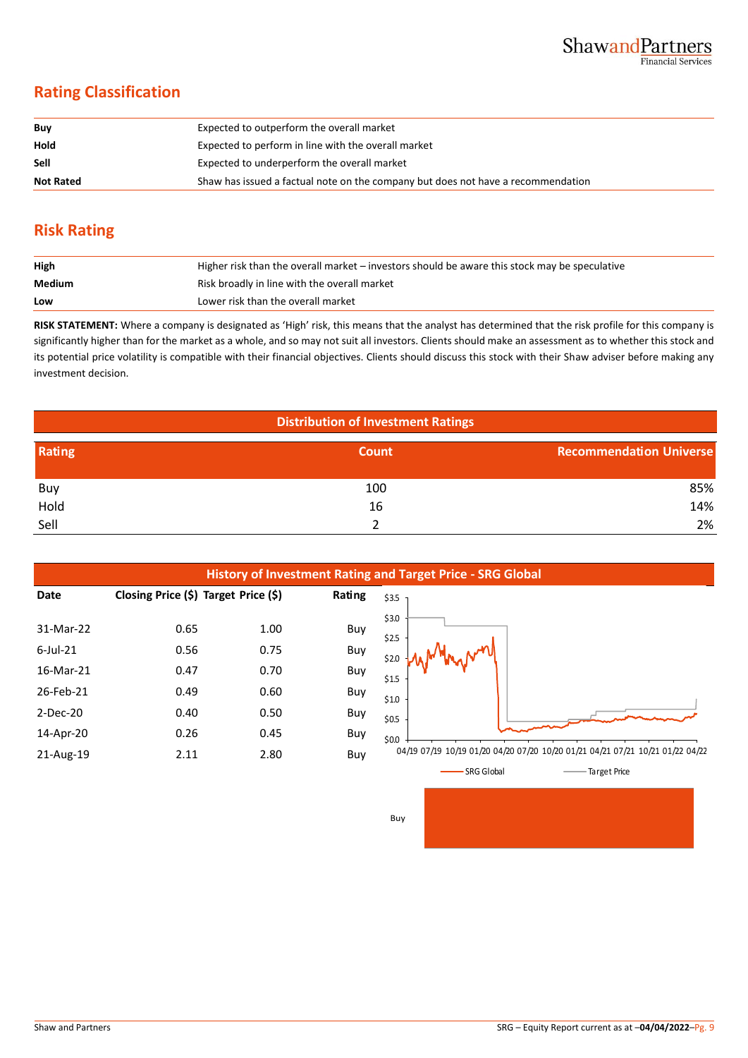## Rating Classification

| | |
|---|---|
| **Buy** | Expected to outperform the overall market |
| **Hold** | Expected to perform in line with the overall market |
| **Sell** | Expected to underperform the overall market |
| **Not Rated** | Shaw has issued a factual note on the company but does not have a recommendation |

## Risk Rating

| | |
|---|---|
| **High** | Higher risk than the overall market – investors should be aware this stock may be speculative |
| **Medium** | Risk broadly in line with the overall market |
| **Low** | Lower risk than the overall market |

**RISK STATEMENT:** Where a company is designated as 'High' risk, this means that the analyst has determined that the risk profile for this company is significantly higher than for the market as a whole, and so may not suit all investors. Clients should make an assessment as to whether this stock and its potential price volatility is compatible with their financial objectives. Clients should discuss this stock with their Shaw adviser before making any investment decision.

**Distribution of Investment Ratings**

| Rating | Count | Recommendation Universe |
|---|---|---|
| Buy | 100 | 85% |
| Hold | 16 | 14% |
| Sell | 2 | 2% |

**History of Investment Rating and Target Price - SRG Global**

| Date | Closing Price ($) | Target Price ($) | Rating |
|---|---|---|---|
| 31-Mar-22 | 0.65 | 1.00 | Buy |
| 6-Jul-21 | 0.56 | 0.75 | Buy |
| 16-Mar-21 | 0.47 | 0.70 | Buy |
| 26-Feb-21 | 0.49 | 0.60 | Buy |
| 2-Dec-20 | 0.40 | 0.50 | Buy |
| 14-Apr-20 | 0.26 | 0.45 | Buy |
| 21-Aug-19 | 2.11 | 2.80 | Buy |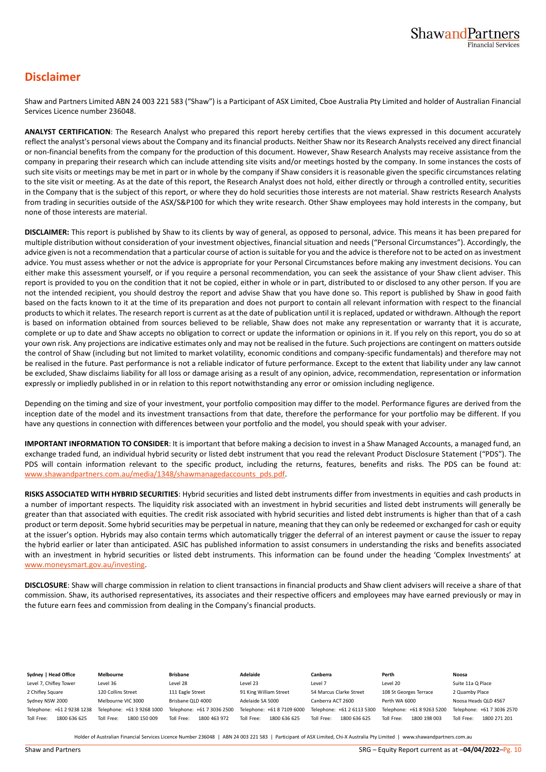# Disclaimer

Shaw and Partners Limited ABN 24 003 221 583 ("Shaw") is a Participant of ASX Limited, Cboe Australia Pty Limited and holder of Australian Financial Services Licence number 236048.

**ANALYST CERTIFICATION**: The Research Analyst who prepared this report hereby certifies that the views expressed in this document accurately reflect the analyst's personal views about the Company and its financial products. Neither Shaw nor its Research Analysts received any direct financial or non-financial benefits from the company for the production of this document. However, Shaw Research Analysts may receive assistance from the company in preparing their research which can include attending site visits and/or meetings hosted by the company. In some instances the costs of such site visits or meetings may be met in part or in whole by the company if Shaw considers it is reasonable given the specific circumstances relating to the site visit or meeting. As at the date of this report, the Research Analyst does not hold, either directly or through a controlled entity, securities in the Company that is the subject of this report, or where they do hold securities those interests are not material. Shaw restricts Research Analysts from trading in securities outside of the ASX/S&P100 for which they write research. Other Shaw employees may hold interests in the company, but none of those interests are material.

**DISCLAIMER:** This report is published by Shaw to its clients by way of general, as opposed to personal, advice. This means it has been prepared for multiple distribution without consideration of your investment objectives, financial situation and needs ("Personal Circumstances"). Accordingly, the advice given is not a recommendation that a particular course of action is suitable for you and the advice is therefore not to be acted on as investment advice. You must assess whether or not the advice is appropriate for your Personal Circumstances before making any investment decisions. You can either make this assessment yourself, or if you require a personal recommendation, you can seek the assistance of your Shaw client adviser. This report is provided to you on the condition that it not be copied, either in whole or in part, distributed to or disclosed to any other person. If you are not the intended recipient, you should destroy the report and advise Shaw that you have done so. This report is published by Shaw in good faith based on the facts known to it at the time of its preparation and does not purport to contain all relevant information with respect to the financial products to which it relates. The research report is current as at the date of publication until it is replaced, updated or withdrawn. Although the report is based on information obtained from sources believed to be reliable, Shaw does not make any representation or warranty that it is accurate, complete or up to date and Shaw accepts no obligation to correct or update the information or opinions in it. If you rely on this report, you do so at your own risk. Any projections are indicative estimates only and may not be realised in the future. Such projections are contingent on matters outside the control of Shaw (including but not limited to market volatility, economic conditions and company-specific fundamentals) and therefore may not be realised in the future. Past performance is not a reliable indicator of future performance. Except to the extent that liability under any law cannot be excluded, Shaw disclaims liability for all loss or damage arising as a result of any opinion, advice, recommendation, representation or information expressly or impliedly published in or in relation to this report notwithstanding any error or omission including negligence.

Depending on the timing and size of your investment, your portfolio composition may differ to the model. Performance figures are derived from the inception date of the model and its investment transactions from that date, therefore the performance for your portfolio may be different. If you have any questions in connection with differences between your portfolio and the model, you should speak with your adviser.

**IMPORTANT INFORMATION TO CONSIDER**: It is important that before making a decision to invest in a Shaw Managed Accounts, a managed fund, an exchange traded fund, an individual hybrid security or listed debt instrument that you read the relevant Product Disclosure Statement ("PDS"). The PDS will contain information relevant to the specific product, including the returns, features, benefits and risks. The PDS can be found at: www.shawandpartners.com.au/media/1348/shawmanagedaccounts_pds.pdf.

**RISKS ASSOCIATED WITH HYBRID SECURITIES**: Hybrid securities and listed debt instruments differ from investments in equities and cash products in a number of important respects. The liquidity risk associated with an investment in hybrid securities and listed debt instruments will generally be greater than that associated with equities. The credit risk associated with hybrid securities and listed debt instruments is higher than that of a cash product or term deposit. Some hybrid securities may be perpetual in nature, meaning that they can only be redeemed or exchanged for cash or equity at the issuer's option. Hybrids may also contain terms which automatically trigger the deferral of an interest payment or cause the issuer to repay the hybrid earlier or later than anticipated. ASIC has published information to assist consumers in understanding the risks and benefits associated with an investment in hybrid securities or listed debt instruments. This information can be found under the heading 'Complex Investments' at www.moneysmart.gov.au/investing.

**DISCLOSURE**: Shaw will charge commission in relation to client transactions in financial products and Shaw client advisers will receive a share of that commission. Shaw, its authorised representatives, its associates and their respective officers and employees may have earned previously or may in the future earn fees and commission from dealing in the Company's financial products.

| Sydney \| Head Office | Melbourne | Brisbane | Adelaide | Canberra | Perth | Noosa |
|---|---|---|---|---|---|---|
| Level 7, Chifley Tower | Level 36 | Level 28 | Level 23 | Level 7 | Level 20 | Suite 11a Q Place |
| 2 Chifley Square | 120 Collins Street | 111 Eagle Street | 91 King William Street | 54 Marcus Clarke Street | 108 St Georges Terrace | 2 Quamby Place |
| Sydney NSW 2000 | Melbourne VIC 3000 | Brisbane QLD 4000 | Adelaide SA 5000 | Canberra ACT 2600 | Perth WA 6000 | Noosa Heads QLD 4567 |
| Telephone: +61 2 9238 1238 | Telephone: +61 3 9268 1000 | Telephone: +61 7 3036 2500 | Telephone: +61 8 7109 6000 | Telephone: +61 2 6113 5300 | Telephone: +61 8 9263 5200 | Telephone: +61 7 3036 2570 |
| Toll Free: 1800 636 625 | Toll Free: 1800 150 009 | Toll Free: 1800 463 972 | Toll Free: 1800 636 625 | Toll Free: 1800 636 625 | Toll Free: 1800 198 003 | Toll Free: 1800 271 201 |

Holder of Australian Financial Services Licence Number 236048 | ABN 24 003 221 583 | Participant of ASX Limited, Chi-X Australia Pty Limited | www.shawandpartners.com.au